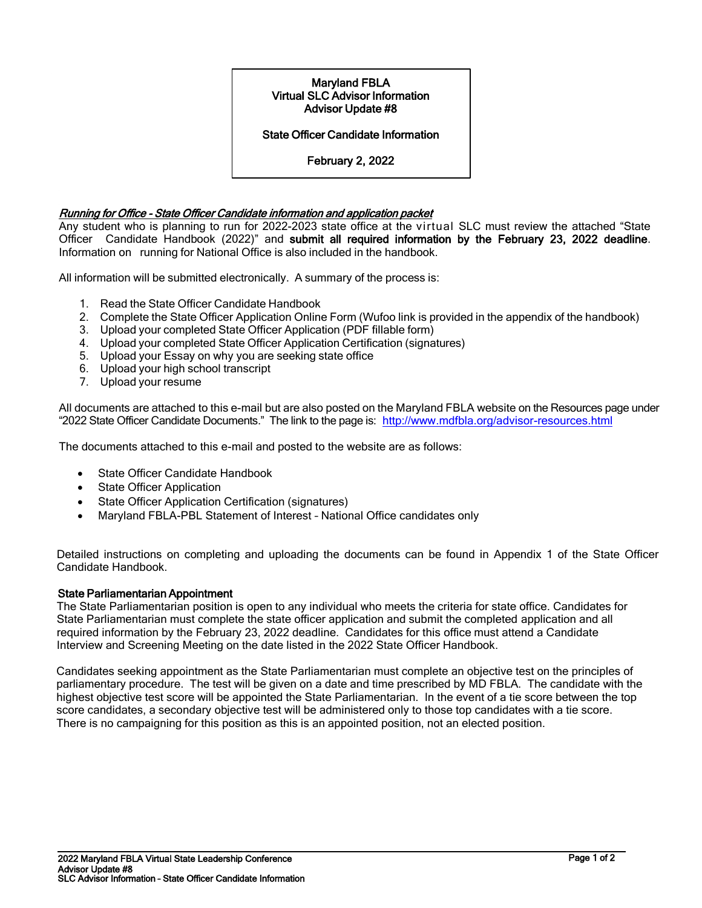**Maryland FBLA**
**Virtual SLC Advisor Information**
**Advisor Update #8**

**State Officer Candidate Information**

**February 2, 2022**

***Running for Office - State Officer Candidate information and application packet***

Any student who is planning to run for 2022-2023 state office at the virtual SLC must review the attached "State Officer Candidate Handbook (2022)" and **submit all required information by the February 23, 2022 deadline**. Information on running for National Office is also included in the handbook.

All information will be submitted electronically. A summary of the process is:

1. Read the State Officer Candidate Handbook
2. Complete the State Officer Application Online Form (Wufoo link is provided in the appendix of the handbook)
3. Upload your completed State Officer Application (PDF fillable form)
4. Upload your completed State Officer Application Certification (signatures)
5. Upload your Essay on why you are seeking state office
6. Upload your high school transcript
7. Upload your resume

All documents are attached to this e-mail but are also posted on the Maryland FBLA website on the Resources page under "2022 State Officer Candidate Documents." The link to the page is: http://www.mdfbla.org/advisor-resources.html

The documents attached to this e-mail and posted to the website are as follows:

- State Officer Candidate Handbook
- State Officer Application
- State Officer Application Certification (signatures)
- Maryland FBLA-PBL Statement of Interest – National Office candidates only

Detailed instructions on completing and uploading the documents can be found in Appendix 1 of the State Officer Candidate Handbook.

**State Parliamentarian Appointment**

The State Parliamentarian position is open to any individual who meets the criteria for state office. Candidates for State Parliamentarian must complete the state officer application and submit the completed application and all required information by the February 23, 2022 deadline. Candidates for this office must attend a Candidate Interview and Screening Meeting on the date listed in the 2022 State Officer Handbook.

Candidates seeking appointment as the State Parliamentarian must complete an objective test on the principles of parliamentary procedure. The test will be given on a date and time prescribed by MD FBLA. The candidate with the highest objective test score will be appointed the State Parliamentarian. In the event of a tie score between the top score candidates, a secondary objective test will be administered only to those top candidates with a tie score. There is no campaigning for this position as this is an appointed position, not an elected position.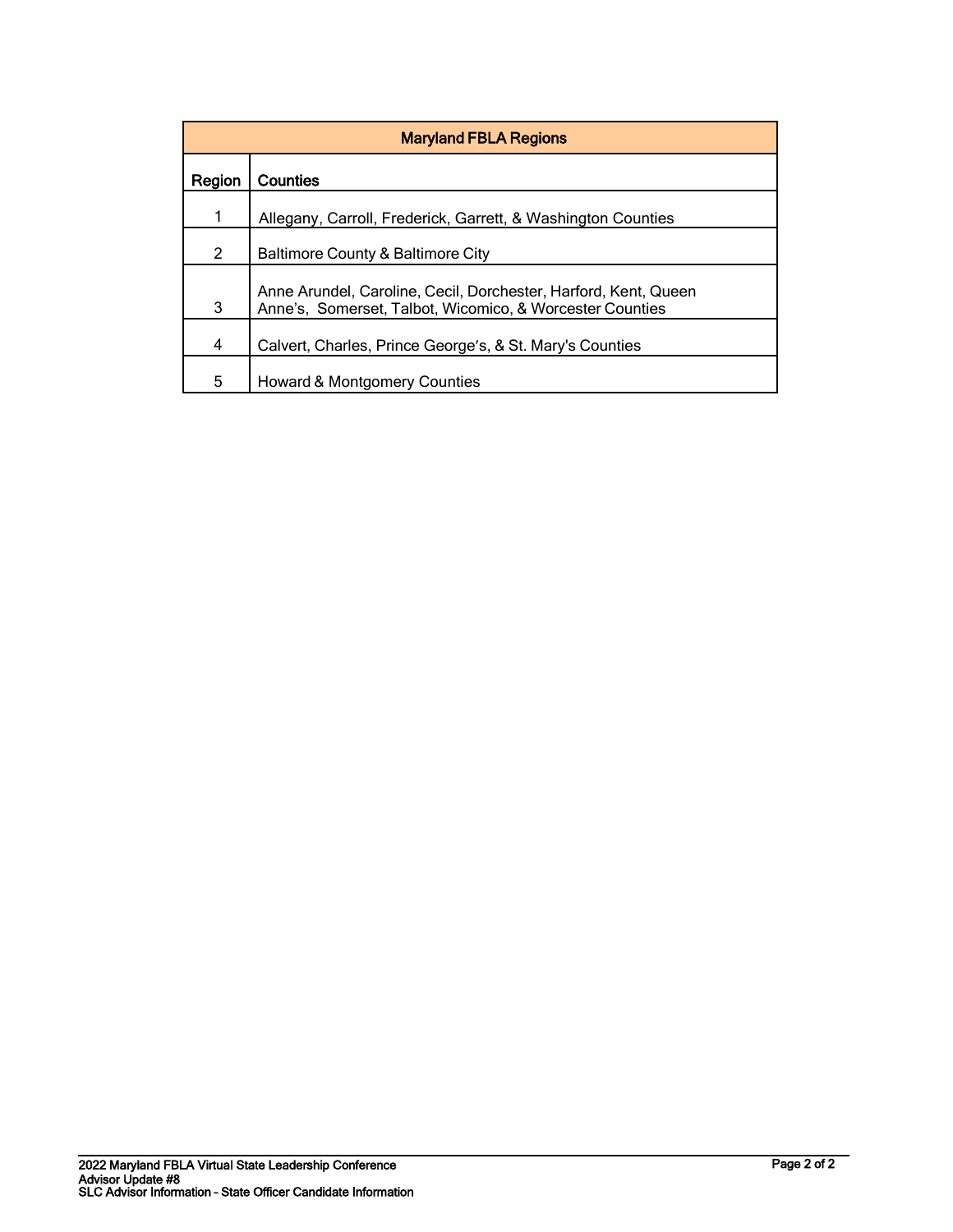| Maryland FBLA Regions | |
|---|---|
| **Region** | **Counties** |
| 1 | Allegany, Carroll, Frederick, Garrett, & Washington Counties |
| 2 | Baltimore County & Baltimore City |
| 3 | Anne Arundel, Caroline, Cecil, Dorchester, Harford, Kent, Queen Anne's, Somerset, Talbot, Wicomico, & Worcester Counties |
| 4 | Calvert, Charles, Prince George's, & St. Mary's Counties |
| 5 | Howard & Montgomery Counties |